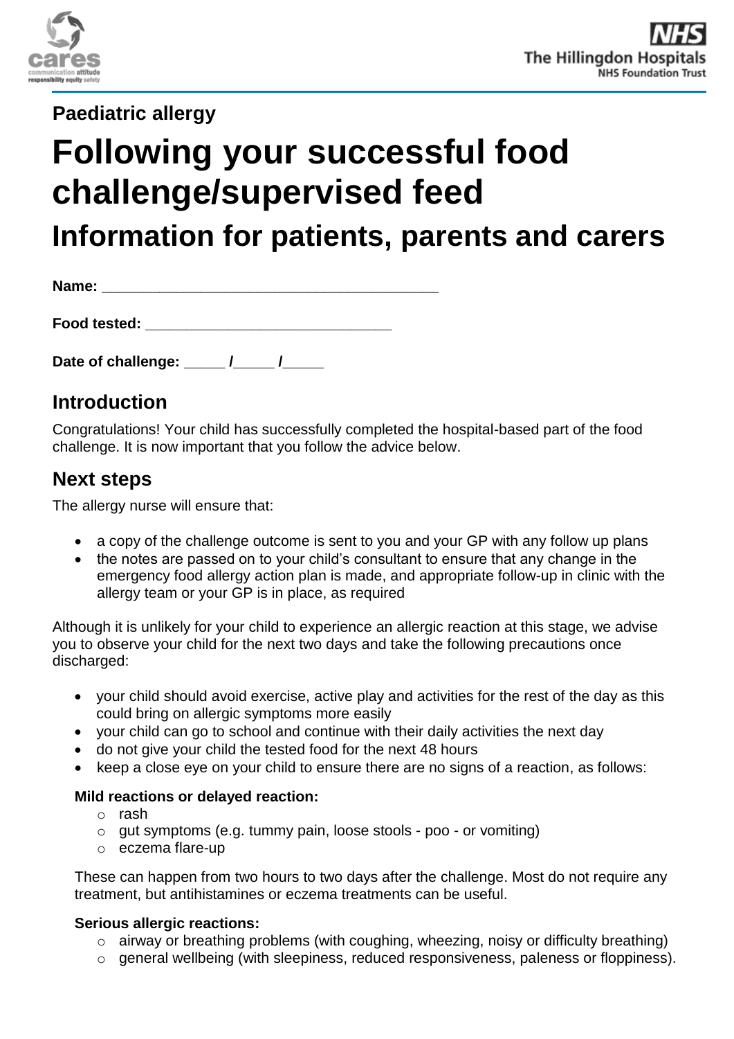Paediatric allergy

# Following your successful food challenge/supervised feed

## Information for patients, parents and carers

**Name:** ___________________________________________

**Food tested:** _______________________________

**Date of challenge:** _____ /_____ /_____

## Introduction

Congratulations! Your child has successfully completed the hospital-based part of the food challenge. It is now important that you follow the advice below.

## Next steps

The allergy nurse will ensure that:

- a copy of the challenge outcome is sent to you and your GP with any follow up plans
- the notes are passed on to your child's consultant to ensure that any change in the emergency food allergy action plan is made, and appropriate follow-up in clinic with the allergy team or your GP is in place, as required

Although it is unlikely for your child to experience an allergic reaction at this stage, we advise you to observe your child for the next two days and take the following precautions once discharged:

- your child should avoid exercise, active play and activities for the rest of the day as this could bring on allergic symptoms more easily
- your child can go to school and continue with their daily activities the next day
- do not give your child the tested food for the next 48 hours
- keep a close eye on your child to ensure there are no signs of a reaction, as follows:

**Mild reactions or delayed reaction:**

- rash
- gut symptoms (e.g. tummy pain, loose stools - poo - or vomiting)
- eczema flare-up

These can happen from two hours to two days after the challenge. Most do not require any treatment, but antihistamines or eczema treatments can be useful.

**Serious allergic reactions:**

- airway or breathing problems (with coughing, wheezing, noisy or difficulty breathing)
- general wellbeing (with sleepiness, reduced responsiveness, paleness or floppiness).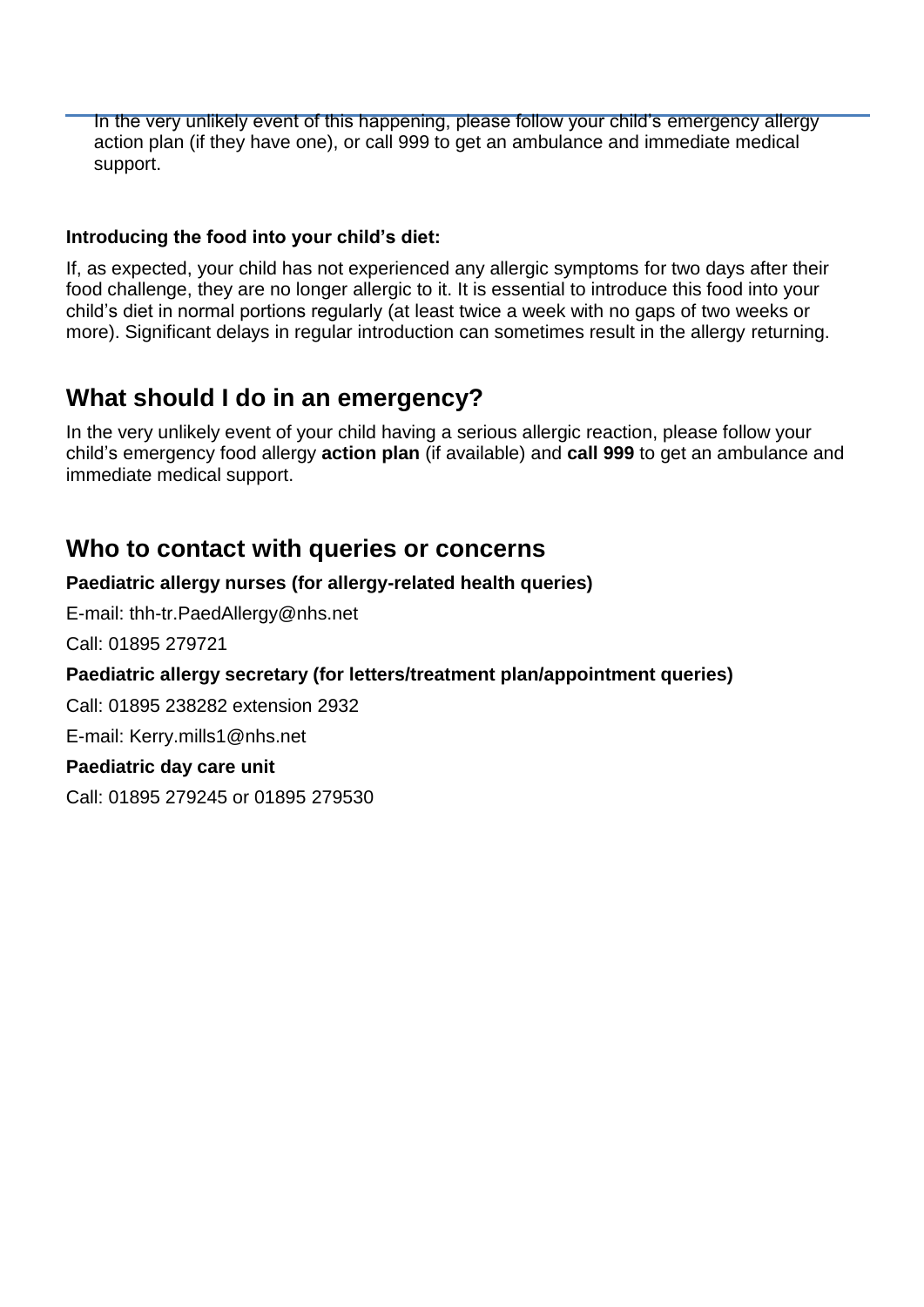In the very unlikely event of this happening, please follow your child's emergency allergy action plan (if they have one), or call 999 to get an ambulance and immediate medical support.

**Introducing the food into your child's diet:**

If, as expected, your child has not experienced any allergic symptoms for two days after their food challenge, they are no longer allergic to it. It is essential to introduce this food into your child's diet in normal portions regularly (at least twice a week with no gaps of two weeks or more). Significant delays in regular introduction can sometimes result in the allergy returning.

## What should I do in an emergency?

In the very unlikely event of your child having a serious allergic reaction, please follow your child's emergency food allergy **action plan** (if available) and **call 999** to get an ambulance and immediate medical support.

## Who to contact with queries or concerns

**Paediatric allergy nurses (for allergy-related health queries)**

E-mail: thh-tr.PaedAllergy@nhs.net

Call: 01895 279721

**Paediatric allergy secretary (for letters/treatment plan/appointment queries)**

Call: 01895 238282 extension 2932

E-mail: Kerry.mills1@nhs.net

**Paediatric day care unit**

Call: 01895 279245 or 01895 279530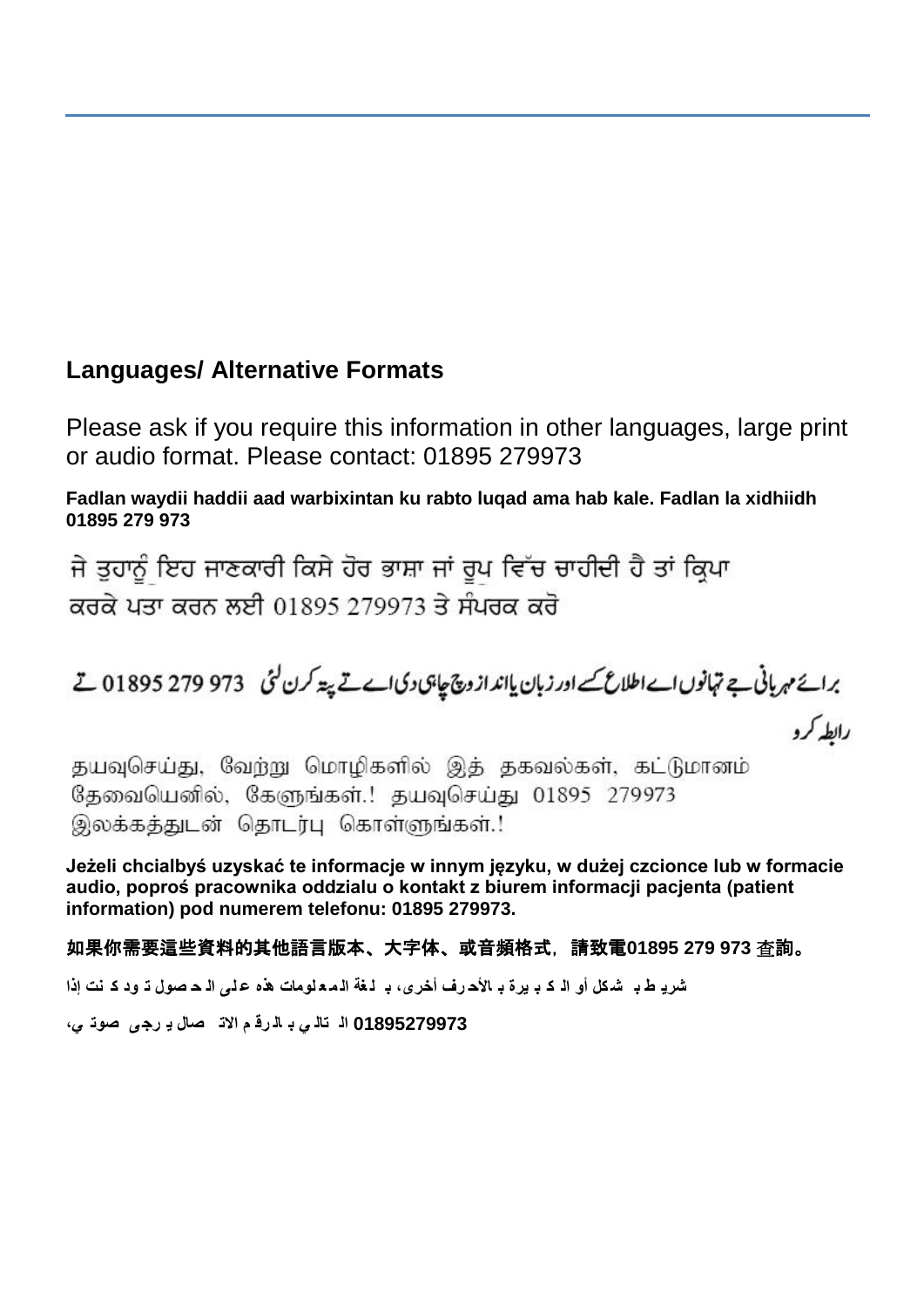## Languages/ Alternative Formats

Please ask if you require this information in other languages, large print or audio format. Please contact: 01895 279973

**Fadlan waydii haddii aad warbixintan ku rabto luqad ama hab kale. Fadlan la xidhiidh 01895 279 973**

ਜੇ ਤੁਹਾਨੂੰ ਇਹ ਜਾਣਕਾਰੀ ਕਿਸੇ ਹੋਰ ਭਾਸ਼ਾ ਜਾਂ ਰੂਪ ਵਿੱਚ ਚਾਹੀਦੀ ਹੈ ਤਾਂ ਕ੍ਰਿਪਾ ਕਰਕੇ ਪਤਾ ਕਰਨ ਲਈ 01895 279973 ਤੇ ਸੰਪਰਕ ਕਰੋ

برائے مہربانی جے تہانوں اے اطلاع کسے اور زبان یا انداز وچ چاہی دی اے تے پتہ کرن لئی 01895 279 973 تے رابطہ کرو

தயவுசெய்து, வேற்று மொழிகளில் இத் தகவல்கள், கட்டுமானம் தேவையெனில், கேளுங்கள்.! தயவுசெய்து 01895 279973 இலக்கத்துடன் தொடர்பு கொள்ளுங்கள்.!

**Jeżeli chcialbyś uzyskać te informacje w innym języku, w dużej czcionce lub w formacie audio, poproś pracownika oddzialu o kontakt z biurem informacji pacjenta (patient information) pod numerem telefonu: 01895 279973.**

**如果你需要這些資料的其他語言版本、大字体、或音頻格式，請致電01895 279 973 查詢。**

**إذا كنت تود الحصول على هذه المعلومات بلغة أخرى، بالأحرف الكبيرة أو بشكل شريط**

**صوتي، يرجى الاتصال بالرقم التالي 01895279973**